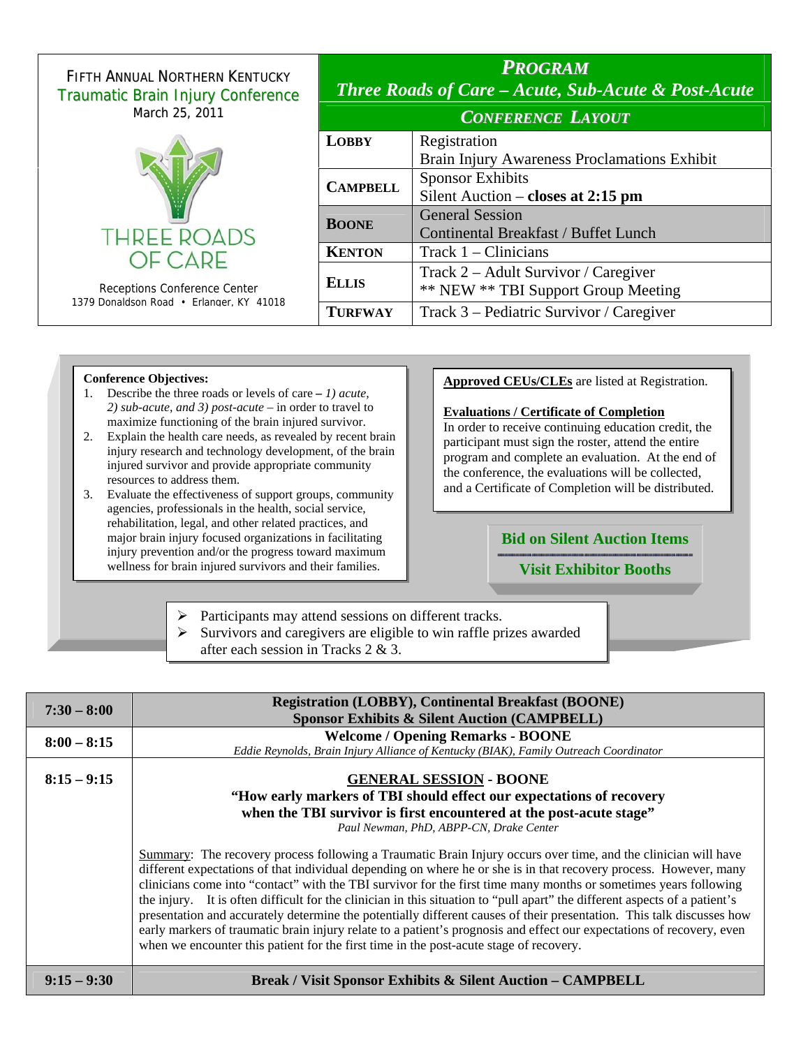FIFTH ANNUAL NORTHERN KENTUCKY
Traumatic Brain Injury Conference
March 25, 2011

THREE ROADS OF CARE

Receptions Conference Center
1379 Donaldson Road • Erlanger, KY 41018

# *PROGRAM*

## *Three Roads of Care – Acute, Sub-Acute & Post-Acute*

### *CONFERENCE LAYOUT*

| | |
|---|---|
| **LOBBY** | Registration<br>Brain Injury Awareness Proclamations Exhibit |
| **CAMPBELL** | Sponsor Exhibits<br>Silent Auction – **closes at 2:15 pm** |
| **BOONE** | General Session<br>Continental Breakfast / Buffet Lunch |
| **KENTON** | Track 1 – Clinicians |
| **ELLIS** | Track 2 – Adult Survivor / Caregiver<br>** NEW ** TBI Support Group Meeting |
| **TURFWAY** | Track 3 – Pediatric Survivor / Caregiver |

**Conference Objectives:**

1. Describe the three roads or levels of care – *1) acute, 2) sub-acute, and 3) post-acute* – in order to travel to maximize functioning of the brain injured survivor.
2. Explain the health care needs, as revealed by recent brain injury research and technology development, of the brain injured survivor and provide appropriate community resources to address them.
3. Evaluate the effectiveness of support groups, community agencies, professionals in the health, social service, rehabilitation, legal, and other related practices, and major brain injury focused organizations in facilitating injury prevention and/or the progress toward maximum wellness for brain injured survivors and their families.

**Approved CEUs/CLEs** are listed at Registration.

**Evaluations / Certificate of Completion**
In order to receive continuing education credit, the participant must sign the roster, attend the entire program and complete an evaluation. At the end of the conference, the evaluations will be collected, and a Certificate of Completion will be distributed.

**Bid on Silent Auction Items**

**Visit Exhibitor Booths**

- Participants may attend sessions on different tracks.
- Survivors and caregivers are eligible to win raffle prizes awarded after each session in Tracks 2 & 3.

| | |
|---|---|
| **7:30 – 8:00** | **Registration (LOBBY), Continental Breakfast (BOONE)**<br>**Sponsor Exhibits & Silent Auction (CAMPBELL)** |
| **8:00 – 8:15** | **Welcome / Opening Remarks - BOONE**<br>*Eddie Reynolds, Brain Injury Alliance of Kentucky (BIAK), Family Outreach Coordinator* |
| **8:15 – 9:15** | **GENERAL SESSION - BOONE**<br>**"How early markers of TBI should effect our expectations of recovery when the TBI survivor is first encountered at the post-acute stage"**<br>*Paul Newman, PhD, ABPP-CN, Drake Center*<br><br>Summary: The recovery process following a Traumatic Brain Injury occurs over time, and the clinician will have different expectations of that individual depending on where he or she is in that recovery process. However, many clinicians come into "contact" with the TBI survivor for the first time many months or sometimes years following the injury. It is often difficult for the clinician in this situation to "pull apart" the different aspects of a patient's presentation and accurately determine the potentially different causes of their presentation. This talk discusses how early markers of traumatic brain injury relate to a patient's prognosis and effect our expectations of recovery, even when we encounter this patient for the first time in the post-acute stage of recovery. |
| **9:15 – 9:30** | **Break / Visit Sponsor Exhibits & Silent Auction – CAMPBELL** |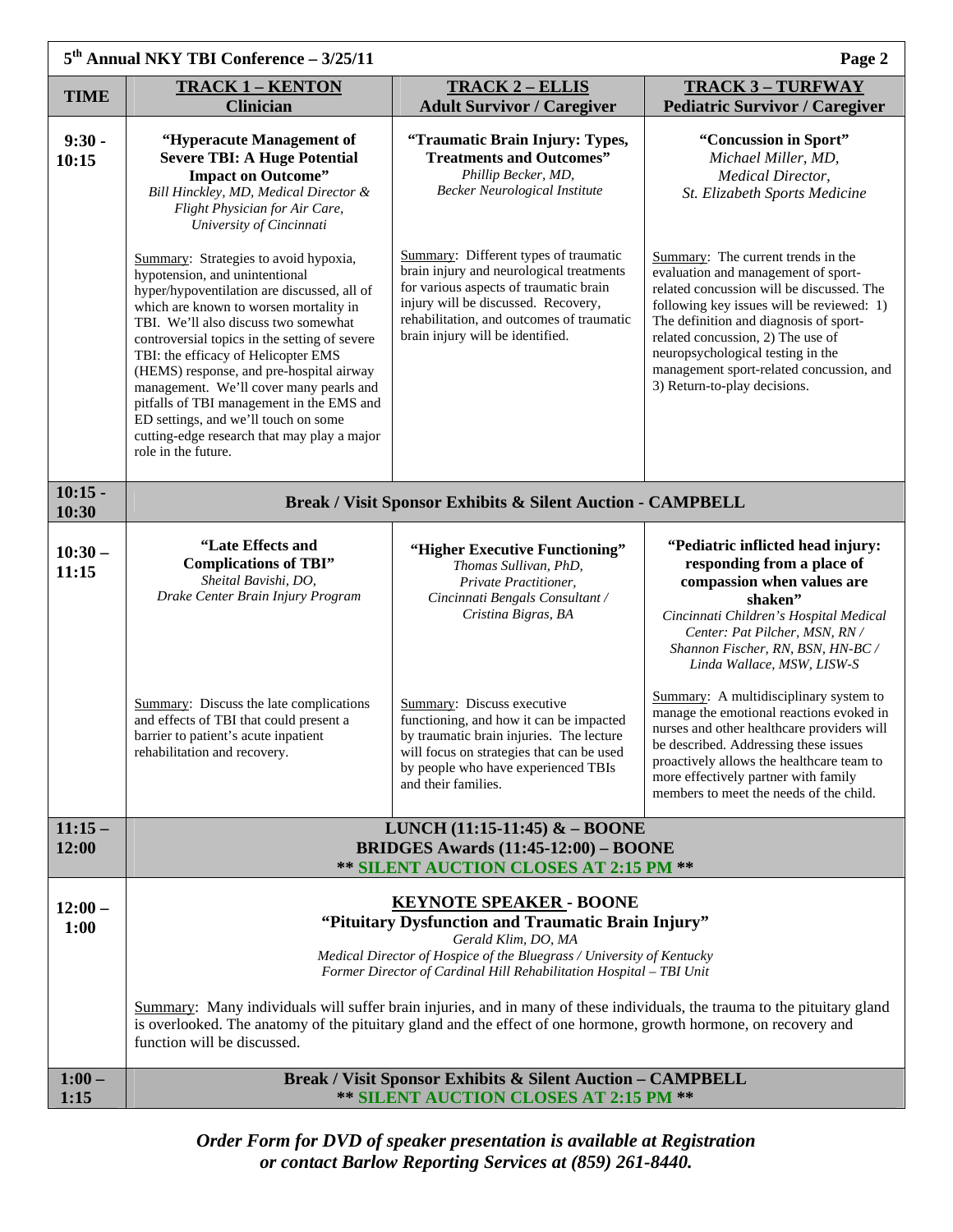| TIME | TRACK 1 – KENTON Clinician | TRACK 2 – ELLIS Adult Survivor / Caregiver | TRACK 3 – TURFWAY Pediatric Survivor / Caregiver |
|---|---|---|---|
| 9:30 - 10:15 | **"Hyperacute Management of Severe TBI: A Huge Potential Impact on Outcome"** *Bill Hinckley, MD, Medical Director & Flight Physician for Air Care, University of Cincinnati* <br><br> Summary: Strategies to avoid hypoxia, hypotension, and unintentional hyper/hypoventilation are discussed, all of which are known to worsen mortality in TBI. We'll also discuss two somewhat controversial topics in the setting of severe TBI: the efficacy of Helicopter EMS (HEMS) response, and pre-hospital airway management. We'll cover many pearls and pitfalls of TBI management in the EMS and ED settings, and we'll touch on some cutting-edge research that may play a major role in the future. | **"Traumatic Brain Injury: Types, Treatments and Outcomes"** *Phillip Becker, MD, Becker Neurological Institute* <br><br> Summary: Different types of traumatic brain injury and neurological treatments for various aspects of traumatic brain injury will be discussed. Recovery, rehabilitation, and outcomes of traumatic brain injury will be identified. | **"Concussion in Sport"** *Michael Miller, MD, Medical Director, St. Elizabeth Sports Medicine* <br><br> Summary: The current trends in the evaluation and management of sport-related concussion will be discussed. The following key issues will be reviewed: 1) The definition and diagnosis of sport-related concussion, 2) The use of neuropsychological testing in the management sport-related concussion, and 3) Return-to-play decisions. |
| 10:15 - 10:30 | **Break / Visit Sponsor Exhibits & Silent Auction - CAMPBELL** | | |
| 10:30 – 11:15 | **"Late Effects and Complications of TBI"** *Sheital Bavishi, DO, Drake Center Brain Injury Program* <br><br> Summary: Discuss the late complications and effects of TBI that could present a barrier to patient's acute inpatient rehabilitation and recovery. | **"Higher Executive Functioning"** *Thomas Sullivan, PhD, Private Practitioner, Cincinnati Bengals Consultant / Cristina Bigras, BA* <br><br> Summary: Discuss executive functioning, and how it can be impacted by traumatic brain injuries. The lecture will focus on strategies that can be used by people who have experienced TBIs and their families. | **"Pediatric inflicted head injury: responding from a place of compassion when values are shaken"** *Cincinnati Children's Hospital Medical Center: Pat Pilcher, MSN, RN / Shannon Fischer, RN, BSN, HN-BC / Linda Wallace, MSW, LISW-S* <br><br> Summary: A multidisciplinary system to manage the emotional reactions evoked in nurses and other healthcare providers will be described. Addressing these issues proactively allows the healthcare team to more effectively partner with family members to meet the needs of the child. |
| 11:15 – 12:00 | **LUNCH (11:15-11:45) & – BOONE** <br> **BRIDGES Awards (11:45-12:00) – BOONE** <br> **\*\* SILENT AUCTION CLOSES AT 2:15 PM \*\*** | | |
| 12:00 – 1:00 | **KEYNOTE SPEAKER - BOONE** <br> **"Pituitary Dysfunction and Traumatic Brain Injury"** <br> *Gerald Klim, DO, MA* <br> *Medical Director of Hospice of the Bluegrass / University of Kentucky* <br> *Former Director of Cardinal Hill Rehabilitation Hospital – TBI Unit* <br><br> Summary: Many individuals will suffer brain injuries, and in many of these individuals, the trauma to the pituitary gland is overlooked. The anatomy of the pituitary gland and the effect of one hormone, growth hormone, on recovery and function will be discussed. | | |
| 1:00 – 1:15 | **Break / Visit Sponsor Exhibits & Silent Auction – CAMPBELL** <br> **\*\* SILENT AUCTION CLOSES AT 2:15 PM \*\*** | | |

***Order Form for DVD of speaker presentation is available at Registration or contact Barlow Reporting Services at (859) 261-8440.***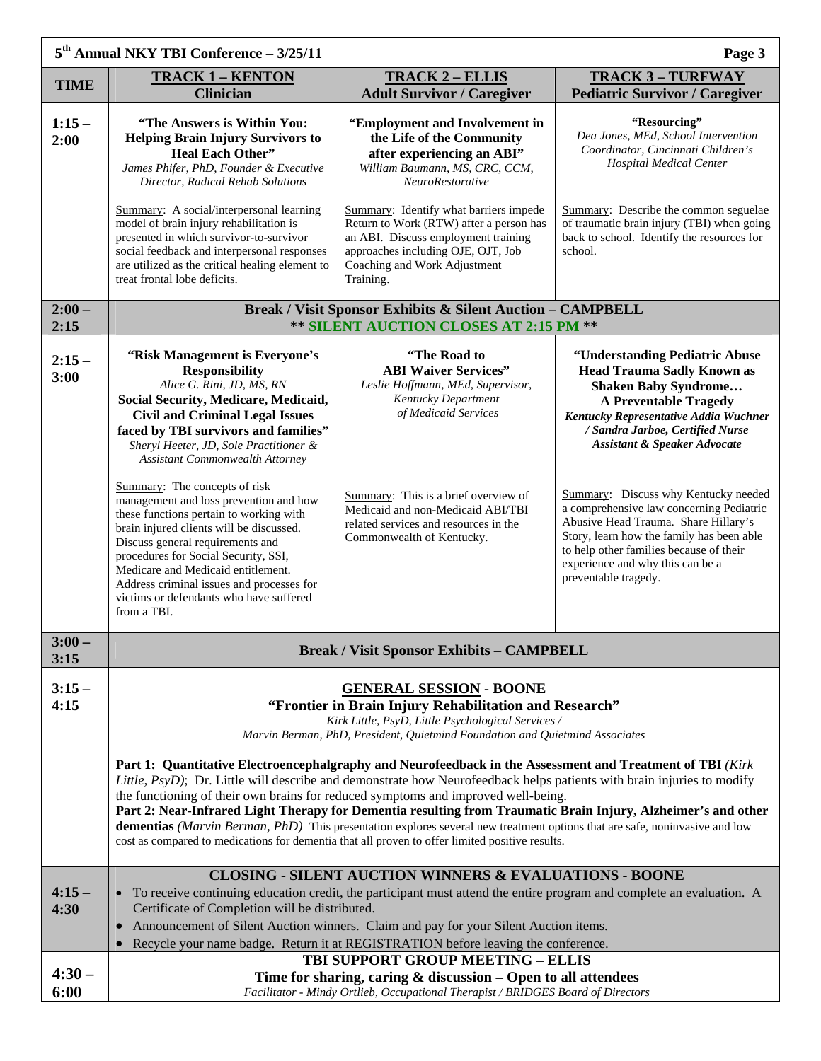| TIME | TRACK 1 – KENTON<br>Clinician | TRACK 2 – ELLIS<br>Adult Survivor / Caregiver | TRACK 3 – TURFWAY<br>Pediatric Survivor / Caregiver |
|---|---|---|---|
| 1:15 – 2:00 | **"The Answers is Within You: Helping Brain Injury Survivors to Heal Each Other"**<br>*James Phifer, PhD, Founder & Executive Director, Radical Rehab Solutions*<br><br>Summary: A social/interpersonal learning model of brain injury rehabilitation is presented in which survivor-to-survivor social feedback and interpersonal responses are utilized as the critical healing element to treat frontal lobe deficits. | **"Employment and Involvement in the Life of the Community after experiencing an ABI"**<br>*William Baumann, MS, CRC, CCM, NeuroRestorative*<br><br>Summary: Identify what barriers impede Return to Work (RTW) after a person has an ABI. Discuss employment training approaches including OJE, OJT, Job Coaching and Work Adjustment Training. | **"Resourcing"**<br>*Dea Jones, MEd, School Intervention Coordinator, Cincinnati Children's Hospital Medical Center*<br><br>Summary: Describe the common seguelae of traumatic brain injury (TBI) when going back to school. Identify the resources for school. |
| 2:00 – 2:15 | **Break / Visit Sponsor Exhibits & Silent Auction – CAMPBELL**<br>**\*\* SILENT AUCTION CLOSES AT 2:15 PM \*\*** | | |
| 2:15 – 3:00 | **"Risk Management is Everyone's Responsibility**<br>*Alice G. Rini, JD, MS, RN*<br>**Social Security, Medicare, Medicaid, Civil and Criminal Legal Issues faced by TBI survivors and families"**<br>*Sheryl Heeter, JD, Sole Practitioner & Assistant Commonwealth Attorney*<br><br>Summary: The concepts of risk management and loss prevention and how these functions pertain to working with brain injured clients will be discussed. Discuss general requirements and procedures for Social Security, SSI, Medicare and Medicaid entitlement. Address criminal issues and processes for victims or defendants who have suffered from a TBI. | **"The Road to ABI Waiver Services"**<br>*Leslie Hoffmann, MEd, Supervisor, Kentucky Department of Medicaid Services*<br><br>Summary: This is a brief overview of Medicaid and non-Medicaid ABI/TBI related services and resources in the Commonwealth of Kentucky. | **"Understanding Pediatric Abuse Head Trauma Sadly Known as Shaken Baby Syndrome… A Preventable Tragedy**<br>***Kentucky Representative Addia Wuchner / Sandra Jarboe, Certified Nurse Assistant & Speaker Advocate***<br><br>Summary: Discuss why Kentucky needed a comprehensive law concerning Pediatric Abusive Head Trauma. Share Hillary's Story, learn how the family has been able to help other families because of their experience and why this can be a preventable tragedy. |
| 3:00 – 3:15 | **Break / Visit Sponsor Exhibits – CAMPBELL** | | |
| 3:15 – 4:15 | **GENERAL SESSION - BOONE**<br>**"Frontier in Brain Injury Rehabilitation and Research"**<br>*Kirk Little, PsyD, Little Psychological Services / Marvin Berman, PhD, President, Quietmind Foundation and Quietmind Associates*<br><br>**Part 1: Quantitative Electroencephalgraphy and Neurofeedback in the Assessment and Treatment of TBI** *(Kirk Little, PsyD)*; Dr. Little will describe and demonstrate how Neurofeedback helps patients with brain injuries to modify the functioning of their own brains for reduced symptoms and improved well-being.<br>**Part 2: Near-Infrared Light Therapy for Dementia resulting from Traumatic Brain Injury, Alzheimer's and other dementias** *(Marvin Berman, PhD)* This presentation explores several new treatment options that are safe, noninvasive and low cost as compared to medications for dementia that all proven to offer limited positive results. | | |
| 4:15 – 4:30 | **CLOSING - SILENT AUCTION WINNERS & EVALUATIONS - BOONE**<br>• To receive continuing education credit, the participant must attend the entire program and complete an evaluation. A Certificate of Completion will be distributed.<br>• Announcement of Silent Auction winners. Claim and pay for your Silent Auction items.<br>• Recycle your name badge. Return it at REGISTRATION before leaving the conference. | | |
| 4:30 – 6:00 | **TBI SUPPORT GROUP MEETING – ELLIS**<br>**Time for sharing, caring & discussion – Open to all attendees**<br>*Facilitator - Mindy Ortlieb, Occupational Therapist / BRIDGES Board of Directors* | | |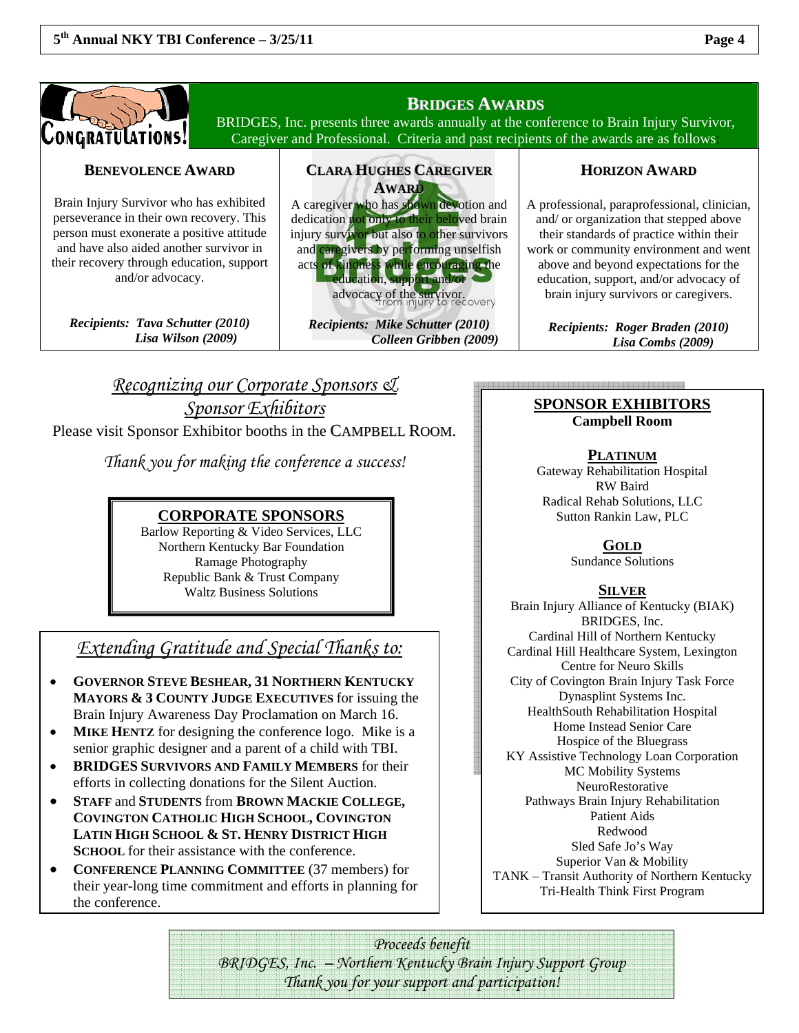## Bridges Awards

BRIDGES, Inc. presents three awards annually at the conference to Brain Injury Survivor, Caregiver and Professional. Criteria and past recipients of the awards are as follows:

### Benevolence Award

Brain Injury Survivor who has exhibited perseverance in their own recovery. This person must exonerate a positive attitude and have also aided another survivor in their recovery through education, support and/or advocacy.

***Recipients: Tava Schutter (2010)***
***Lisa Wilson (2009)***

### Clara Hughes Caregiver Award

A caregiver who has shown devotion and dedication not only to their beloved brain injury survivor but also to other survivors and caregivers by performing unselfish acts of kindness while encouraging the education, support and/or advocacy of the survivor.

***Recipients: Mike Schutter (2010)***
***Colleen Gribben (2009)***

### Horizon Award

A professional, paraprofessional, clinician, and/ or organization that stepped above their standards of practice within their work or community environment and went above and beyond expectations for the education, support, and/or advocacy of brain injury survivors or caregivers.

***Recipients: Roger Braden (2010)***
***Lisa Combs (2009)***

## *Recognizing our Corporate Sponsors & Sponsor Exhibitors*

Please visit Sponsor Exhibitor booths in the CAMPBELL ROOM.

*Thank you for making the conference a success!*

### CORPORATE SPONSORS

Barlow Reporting & Video Services, LLC
Northern Kentucky Bar Foundation
Ramage Photography
Republic Bank & Trust Company
Waltz Business Solutions

## *Extending Gratitude and Special Thanks to:*

- **GOVERNOR STEVE BESHEAR, 31 NORTHERN KENTUCKY MAYORS & 3 COUNTY JUDGE EXECUTIVES** for issuing the Brain Injury Awareness Day Proclamation on March 16.
- **MIKE HENTZ** for designing the conference logo. Mike is a senior graphic designer and a parent of a child with TBI.
- **BRIDGES SURVIVORS AND FAMILY MEMBERS** for their efforts in collecting donations for the Silent Auction.
- **STAFF** and **STUDENTS** from **BROWN MACKIE COLLEGE, COVINGTON CATHOLIC HIGH SCHOOL, COVINGTON LATIN HIGH SCHOOL & ST. HENRY DISTRICT HIGH SCHOOL** for their assistance with the conference.
- **CONFERENCE PLANNING COMMITTEE** (37 members) for their year-long time commitment and efforts in planning for the conference.

### SPONSOR EXHIBITORS
**Campbell Room**

**PLATINUM**

Gateway Rehabilitation Hospital
RW Baird
Radical Rehab Solutions, LLC
Sutton Rankin Law, PLC

**GOLD**

Sundance Solutions

**SILVER**

Brain Injury Alliance of Kentucky (BIAK)
BRIDGES, Inc.
Cardinal Hill of Northern Kentucky
Cardinal Hill Healthcare System, Lexington
Centre for Neuro Skills
City of Covington Brain Injury Task Force
Dynasplint Systems Inc.
HealthSouth Rehabilitation Hospital
Home Instead Senior Care
Hospice of the Bluegrass
KY Assistive Technology Loan Corporation
MC Mobility Systems
NeuroRestorative
Pathways Brain Injury Rehabilitation
Patient Aids
Redwood
Sled Safe Jo's Way
Superior Van & Mobility
TANK – Transit Authority of Northern Kentucky
Tri-Health Think First Program

*Proceeds benefit*
*BRIDGES, Inc. – Northern Kentucky Brain Injury Support Group*
*Thank you for your support and participation!*